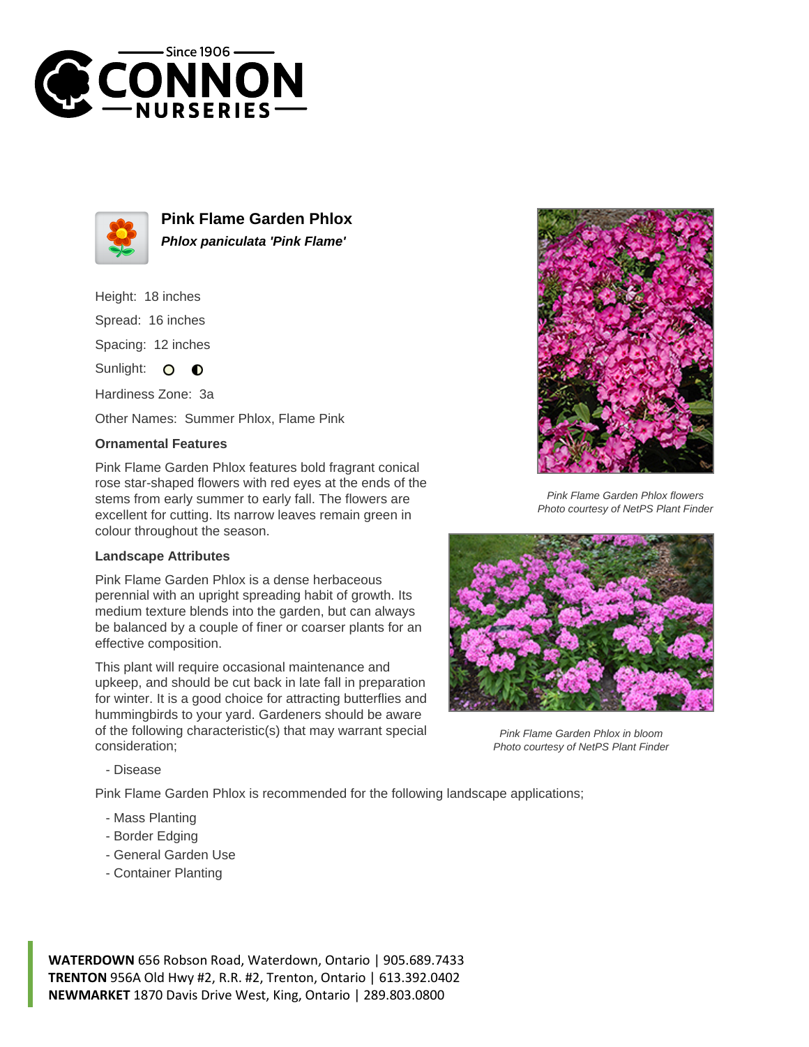# Pink Flame Garden Phlox

***Phlox paniculata 'Pink Flame'***

Height: 18 inches

Spread: 16 inches

Spacing: 12 inches

Sunlight:

Hardiness Zone: 3a

Other Names: Summer Phlox, Flame Pink

### Ornamental Features

Pink Flame Garden Phlox features bold fragrant conical rose star-shaped flowers with red eyes at the ends of the stems from early summer to early fall. The flowers are excellent for cutting. Its narrow leaves remain green in colour throughout the season.

### Landscape Attributes

Pink Flame Garden Phlox is a dense herbaceous perennial with an upright spreading habit of growth. Its medium texture blends into the garden, but can always be balanced by a couple of finer or coarser plants for an effective composition.

This plant will require occasional maintenance and upkeep, and should be cut back in late fall in preparation for winter. It is a good choice for attracting butterflies and hummingbirds to your yard. Gardeners should be aware of the following characteristic(s) that may warrant special consideration;

- Disease

Pink Flame Garden Phlox is recommended for the following landscape applications;

- Mass Planting
- Border Edging
- General Garden Use
- Container Planting

*Pink Flame Garden Phlox flowers*
*Photo courtesy of NetPS Plant Finder*

*Pink Flame Garden Phlox in bloom*
*Photo courtesy of NetPS Plant Finder*

**WATERDOWN** 656 Robson Road, Waterdown, Ontario | 905.689.7433
**TRENTON** 956A Old Hwy #2, R.R. #2, Trenton, Ontario | 613.392.0402
**NEWMARKET** 1870 Davis Drive West, King, Ontario | 289.803.0800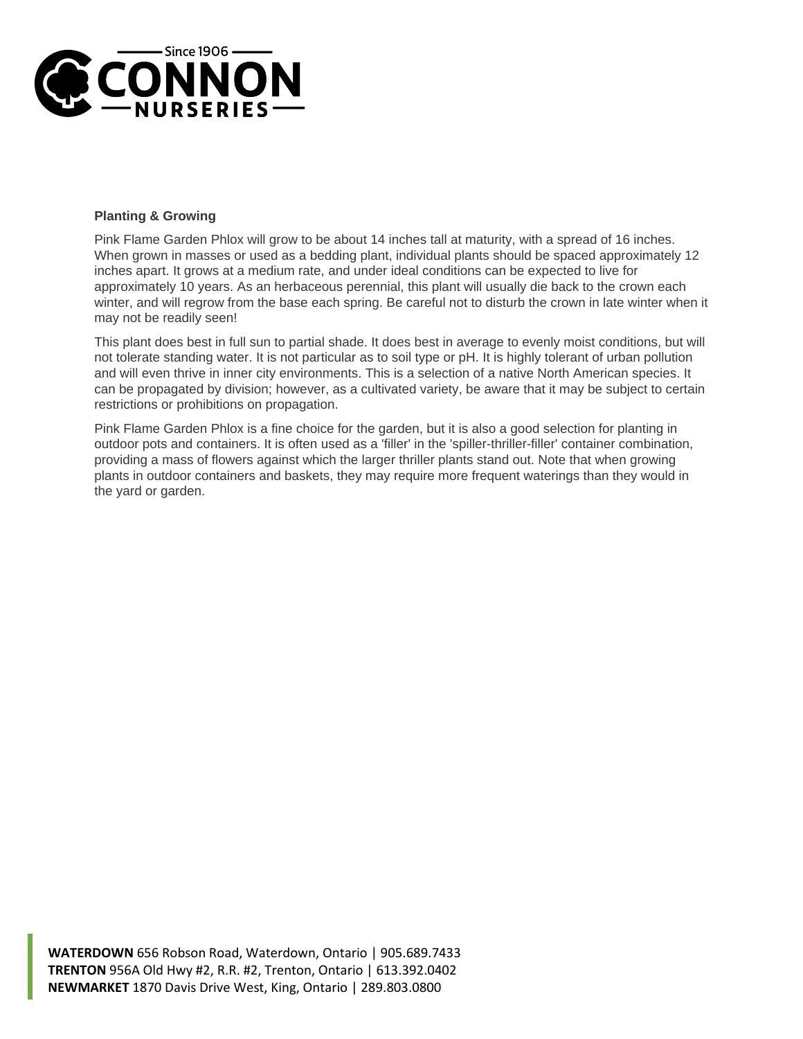### Planting & Growing

Pink Flame Garden Phlox will grow to be about 14 inches tall at maturity, with a spread of 16 inches. When grown in masses or used as a bedding plant, individual plants should be spaced approximately 12 inches apart. It grows at a medium rate, and under ideal conditions can be expected to live for approximately 10 years. As an herbaceous perennial, this plant will usually die back to the crown each winter, and will regrow from the base each spring. Be careful not to disturb the crown in late winter when it may not be readily seen!

This plant does best in full sun to partial shade. It does best in average to evenly moist conditions, but will not tolerate standing water. It is not particular as to soil type or pH. It is highly tolerant of urban pollution and will even thrive in inner city environments. This is a selection of a native North American species. It can be propagated by division; however, as a cultivated variety, be aware that it may be subject to certain restrictions or prohibitions on propagation.

Pink Flame Garden Phlox is a fine choice for the garden, but it is also a good selection for planting in outdoor pots and containers. It is often used as a 'filler' in the 'spiller-thriller-filler' container combination, providing a mass of flowers against which the larger thriller plants stand out. Note that when growing plants in outdoor containers and baskets, they may require more frequent waterings than they would in the yard or garden.